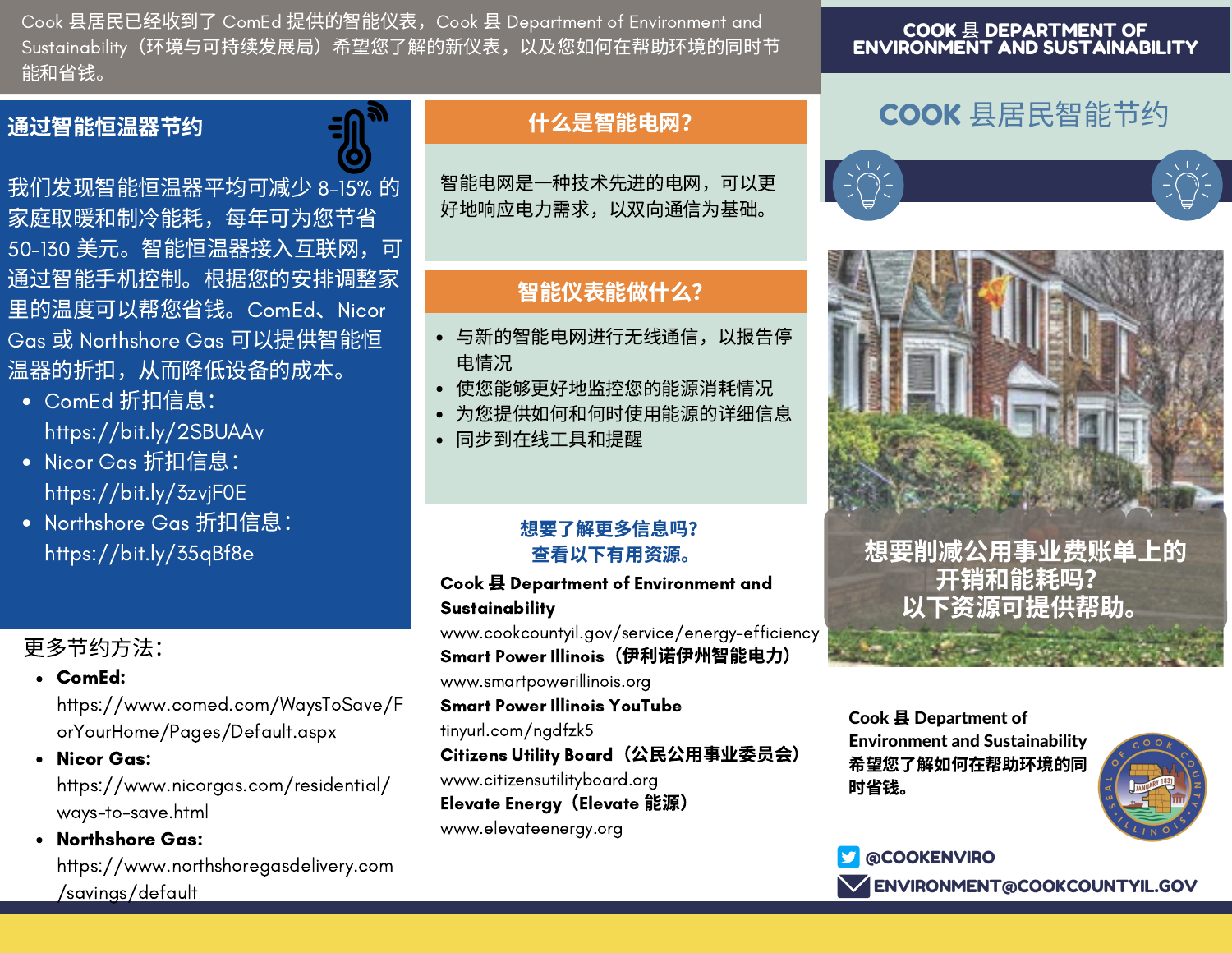Cook 县居民已经收到了 ComEd 提供的智能仪表，Cook 县 Department of Environment and Sustainability（环境与可持续发展局）希望您了解的新仪表，以及您如何在帮助环境的同时节能和省钱。

## 通过智能恒温器节约

我们发现智能恒温器平均可减少 8-15% 的家庭取暖和制冷能耗，每年可为您节省 50-130 美元。智能恒温器接入互联网，可通过智能手机控制。根据您的安排调整家里的温度可以帮您省钱。ComEd、Nicor Gas 或 Northshore Gas 可以提供智能恒温器的折扣，从而降低设备的成本。

- ComEd 折扣信息：https://bit.ly/2SBUAAv
- Nicor Gas 折扣信息：https://bit.ly/3zvjF0E
- Northshore Gas 折扣信息：https://bit.ly/35qBf8e

更多节约方法：

- **ComEd:** https://www.comed.com/WaysToSave/ForYourHome/Pages/Default.aspx
- **Nicor Gas:** https://www.nicorgas.com/residential/ways-to-save.html
- **Northshore Gas:** https://www.northshoregasdelivery.com/savings/default

## 什么是智能电网？

智能电网是一种技术先进的电网，可以更好地响应电力需求，以双向通信为基础。

## 智能仪表能做什么？

- 与新的智能电网进行无线通信，以报告停电情况
- 使您能够更好地监控您的能源消耗情况
- 为您提供如何和何时使用能源的详细信息
- 同步到在线工具和提醒

**想要了解更多信息吗？**
**查看以下有用资源。**

**Cook 县 Department of Environment and Sustainability**
www.cookcountyil.gov/service/energy-efficiency
**Smart Power Illinois（伊利诺伊州智能电力）**
www.smartpowerillinois.org
**Smart Power Illinois YouTube**
tinyurl.com/ngdfzk5
**Citizens Utility Board（公民公用事业委员会）**
www.citizensutilityboard.org
**Elevate Energy（Elevate 能源）**
www.elevateenergy.org

# COOK 县 DEPARTMENT OF ENVIRONMENT AND SUSTAINABILITY

## COOK 县居民智能节约

**想要削减公用事业费账单上的开销和能耗吗？以下资源可提供帮助。**

**Cook 县 Department of Environment and Sustainability 希望您了解如何在帮助环境的同时省钱。**

@COOKENVIRO
ENVIRONMENT@COOKCOUNTYIL.GOV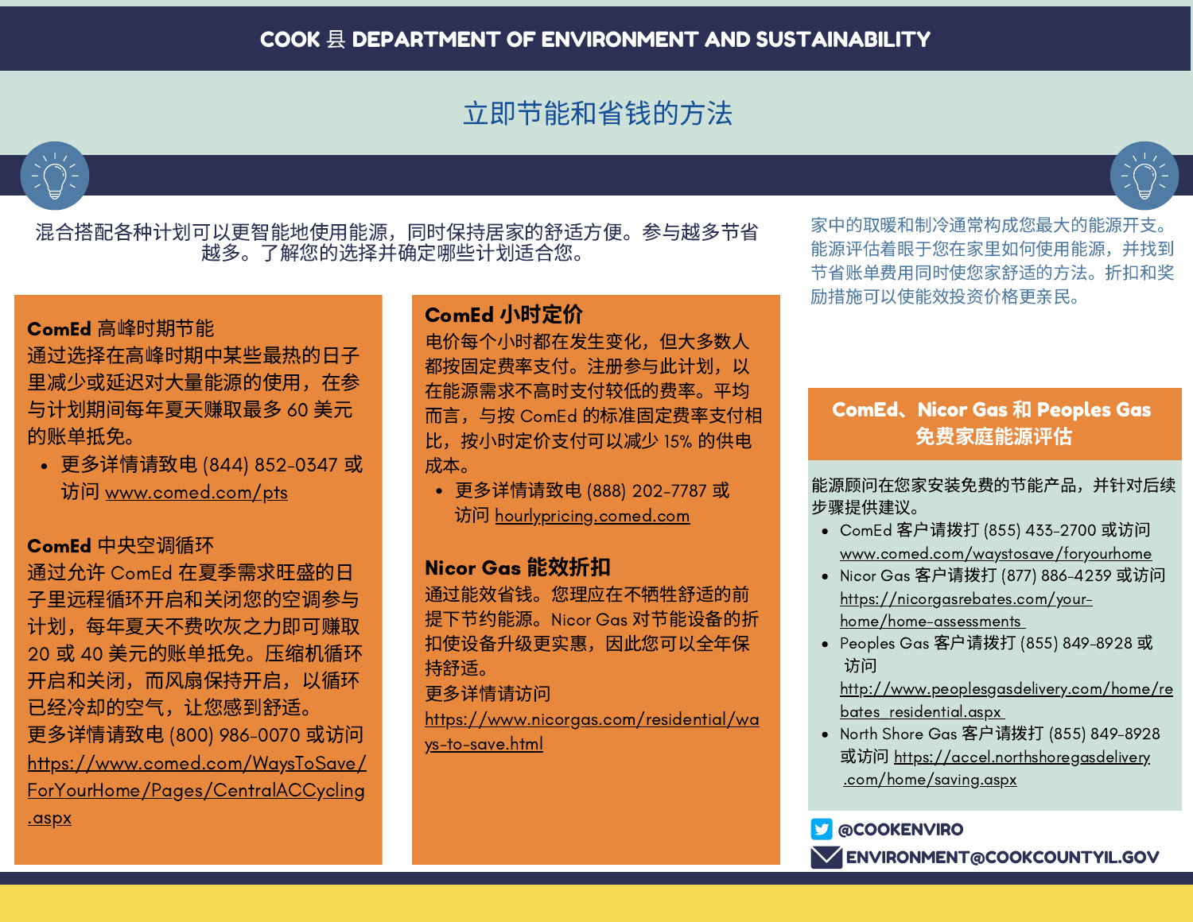# COOK 县 DEPARTMENT OF ENVIRONMENT AND SUSTAINABILITY

## 立即节能和省钱的方法

混合搭配各种计划可以更智能地使用能源，同时保持居家的舒适方便。参与越多节省越多。了解您的选择并确定哪些计划适合您。

**ComEd** 高峰时期节能
通过选择在高峰时期中某些最热的日子里减少或延迟对大量能源的使用，在参与计划期间每年夏天赚取最多 60 美元的账单抵免。

- 更多详情请致电 (844) 852-0347 或访问 www.comed.com/pts

**ComEd** 中央空调循环
通过允许 ComEd 在夏季需求旺盛的日子里远程循环开启和关闭您的空调参与计划，每年夏天不费吹灰之力即可赚取 20 或 40 美元的账单抵免。压缩机循环开启和关闭，而风扇保持开启，以循环已经冷却的空气，让您感到舒适。
更多详情请致电 (800) 986-0070 或访问 https://www.comed.com/WaysToSave/ForYourHome/Pages/CentralACCycling.aspx

**ComEd 小时定价**
电价每个小时都在发生变化，但大多数人都按固定费率支付。注册参与此计划，以在能源需求不高时支付较低的费率。平均而言，与按 ComEd 的标准固定费率支付相比，按小时定价支付可以减少 15% 的供电成本。

- 更多详情请致电 (888) 202-7787 或访问 hourlypricing.comed.com

**Nicor Gas 能效折扣**
通过能效省钱。您理应在不牺牲舒适的前提下节约能源。Nicor Gas 对节能设备的折扣使设备升级更实惠，因此您可以全年保持舒适。
更多详情请访问
https://www.nicorgas.com/residential/ways-to-save.html

家中的取暖和制冷通常构成您最大的能源开支。能源评估着眼于您在家里如何使用能源，并找到节省账单费用同时使您家舒适的方法。折扣和奖励措施可以使能效投资价格更亲民。

**ComEd、Nicor Gas 和 Peoples Gas 免费家庭能源评估**

能源顾问在您家安装免费的节能产品，并针对后续步骤提供建议。

- ComEd 客户请拨打 (855) 433-2700 或访问 www.comed.com/waystosave/foryourhome
- Nicor Gas 客户请拨打 (877) 886-4239 或访问 https://nicorgasrebates.com/your-home/home-assessments
- Peoples Gas 客户请拨打 (855) 849-8928 或访问 http://www.peoplesgasdelivery.com/home/rebates_residential.aspx
- North Shore Gas 客户请拨打 (855) 849-8928 或访问 https://accel.northshoregasdelivery.com/home/saving.aspx

@COOKENVIRO
ENVIRONMENT@COOKCOUNTYIL.GOV